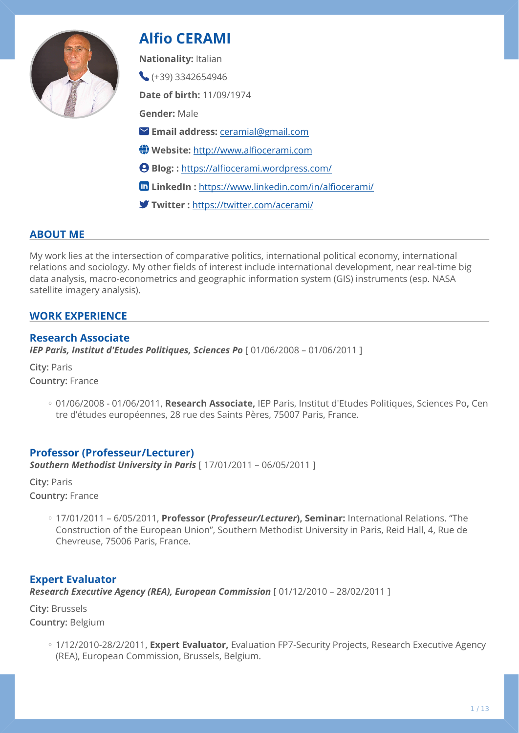# Alfio CERAMI

**Nationality:** Italian

(+39) 3342654946

**Date of birth:** 11/09/1974

**Gender:** Male

**Email address:** ceramial@gmail.com

**Website:** http://www.alfiocerami.com

**Blog: :** https://alfiocerami.wordpress.com/

**LinkedIn :** https://www.linkedin.com/in/alfiocerami/

**Twitter :** https://twitter.com/acerami/

## ABOUT ME

My work lies at the intersection of comparative politics, international political economy, international relations and sociology. My other fields of interest include international development, near real-time big data analysis, macro-econometrics and geographic information system (GIS) instruments (esp. NASA satellite imagery analysis).

## WORK EXPERIENCE

### Research Associate

***IEP Paris, Institut d'Etudes Politiques, Sciences Po*** [ 01/06/2008 – 01/06/2011 ]

**City:** Paris

**Country:** France

- 01/06/2008 - 01/06/2011, **Research Associate,** IEP Paris, Institut d'Etudes Politiques, Sciences Po**,** Centre d'études européennes, 28 rue des Saints Pères, 75007 Paris, France.

### Professor (Professeur/Lecturer)

***Southern Methodist University in Paris*** [ 17/01/2011 – 06/05/2011 ]

**City:** Paris

**Country:** France

- 17/01/2011 – 6/05/2011, **Professor (*Professeur/Lecturer*), Seminar:** International Relations. "The Construction of the European Union", Southern Methodist University in Paris, Reid Hall, 4, Rue de Chevreuse, 75006 Paris, France.

### Expert Evaluator

***Research Executive Agency (REA), European Commission*** [ 01/12/2010 – 28/02/2011 ]

**City:** Brussels

**Country:** Belgium

- 1/12/2010-28/2/2011, **Expert Evaluator,** Evaluation FP7-Security Projects, Research Executive Agency (REA), European Commission, Brussels, Belgium.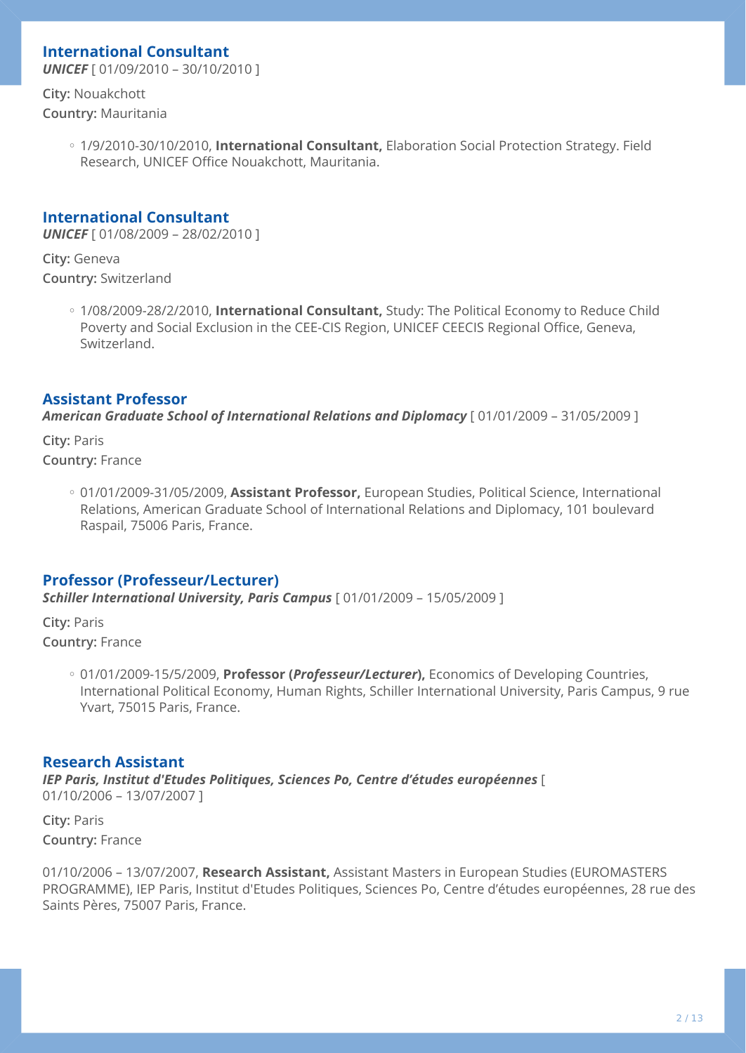### International Consultant

***UNICEF*** [ 01/09/2010 – 30/10/2010 ]

**City:** Nouakchott

**Country:** Mauritania

- 1/9/2010-30/10/2010, **International Consultant,** Elaboration Social Protection Strategy. Field Research, UNICEF Office Nouakchott, Mauritania.

### International Consultant

***UNICEF*** [ 01/08/2009 – 28/02/2010 ]

**City:** Geneva

**Country:** Switzerland

- 1/08/2009-28/2/2010, **International Consultant,** Study: The Political Economy to Reduce Child Poverty and Social Exclusion in the CEE-CIS Region, UNICEF CEECIS Regional Office, Geneva, Switzerland.

### Assistant Professor

***American Graduate School of International Relations and Diplomacy*** [ 01/01/2009 – 31/05/2009 ]

**City:** Paris

**Country:** France

- 01/01/2009-31/05/2009, **Assistant Professor,** European Studies, Political Science, International Relations, American Graduate School of International Relations and Diplomacy, 101 boulevard Raspail, 75006 Paris, France.

### Professor (Professeur/Lecturer)

***Schiller International University, Paris Campus*** [ 01/01/2009 – 15/05/2009 ]

**City:** Paris

**Country:** France

- 01/01/2009-15/5/2009, **Professor (*Professeur/Lecturer*),** Economics of Developing Countries, International Political Economy, Human Rights, Schiller International University, Paris Campus, 9 rue Yvart, 75015 Paris, France.

### Research Assistant

***IEP Paris, Institut d'Etudes Politiques, Sciences Po, Centre d'études européennes*** [ 01/10/2006 – 13/07/2007 ]

**City:** Paris

**Country:** France

01/10/2006 – 13/07/2007, **Research Assistant,** Assistant Masters in European Studies (EUROMASTERS PROGRAMME), IEP Paris, Institut d'Etudes Politiques, Sciences Po, Centre d'études européennes, 28 rue des Saints Pères, 75007 Paris, France.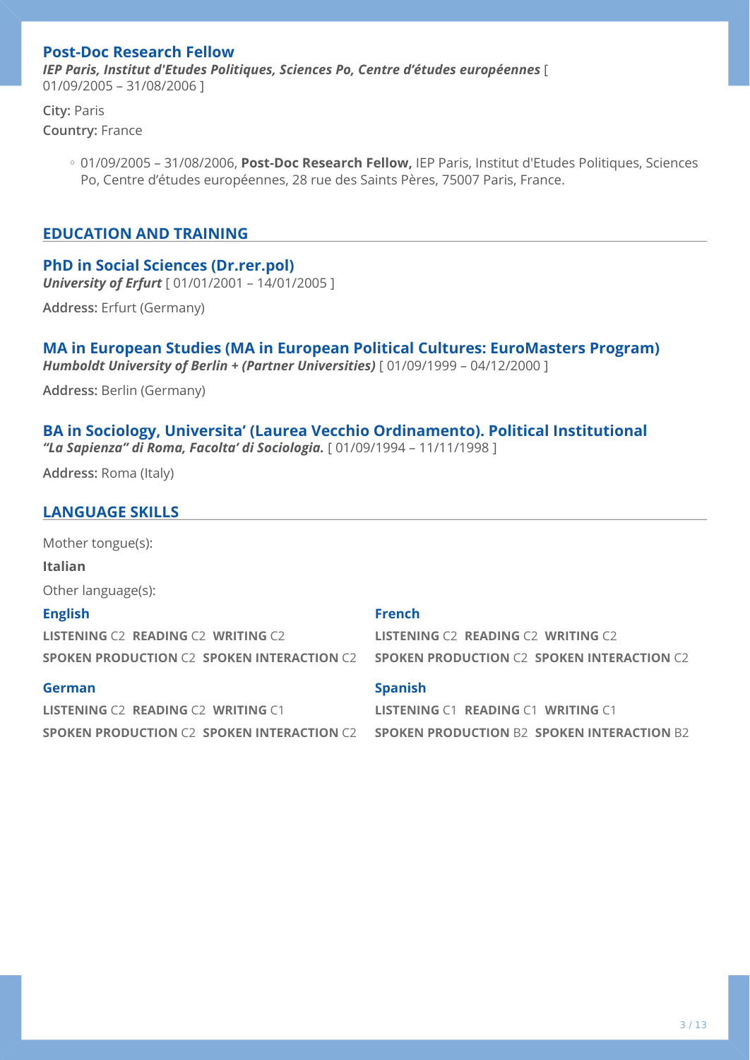### Post-Doc Research Fellow

***IEP Paris, Institut d'Etudes Politiques, Sciences Po, Centre d'études européennes*** [ 01/09/2005 – 31/08/2006 ]

**City:** Paris
**Country:** France

- 01/09/2005 – 31/08/2006, **Post-Doc Research Fellow,** IEP Paris, Institut d'Etudes Politiques, Sciences Po, Centre d'études européennes, 28 rue des Saints Pères, 75007 Paris, France.

## EDUCATION AND TRAINING

### PhD in Social Sciences (Dr.rer.pol)

***University of Erfurt*** [ 01/01/2001 – 14/01/2005 ]

**Address:** Erfurt (Germany)

### MA in European Studies (MA in European Political Cultures: EuroMasters Program)

***Humboldt University of Berlin + (Partner Universities)*** [ 01/09/1999 – 04/12/2000 ]

**Address:** Berlin (Germany)

### BA in Sociology, Universita' (Laurea Vecchio Ordinamento). Political Institutional

***"La Sapienza" di Roma, Facolta' di Sociologia.*** [ 01/09/1994 – 11/11/1998 ]

**Address:** Roma (Italy)

## LANGUAGE SKILLS

Mother tongue(s):

**Italian**

Other language(s):

**English**

**LISTENING** C2 **READING** C2 **WRITING** C2
**SPOKEN PRODUCTION** C2 **SPOKEN INTERACTION** C2

**French**

**LISTENING** C2 **READING** C2 **WRITING** C2
**SPOKEN PRODUCTION** C2 **SPOKEN INTERACTION** C2

**German**

**LISTENING** C2 **READING** C2 **WRITING** C1
**SPOKEN PRODUCTION** C2 **SPOKEN INTERACTION** C2

**Spanish**

**LISTENING** C1 **READING** C1 **WRITING** C1
**SPOKEN PRODUCTION** B2 **SPOKEN INTERACTION** B2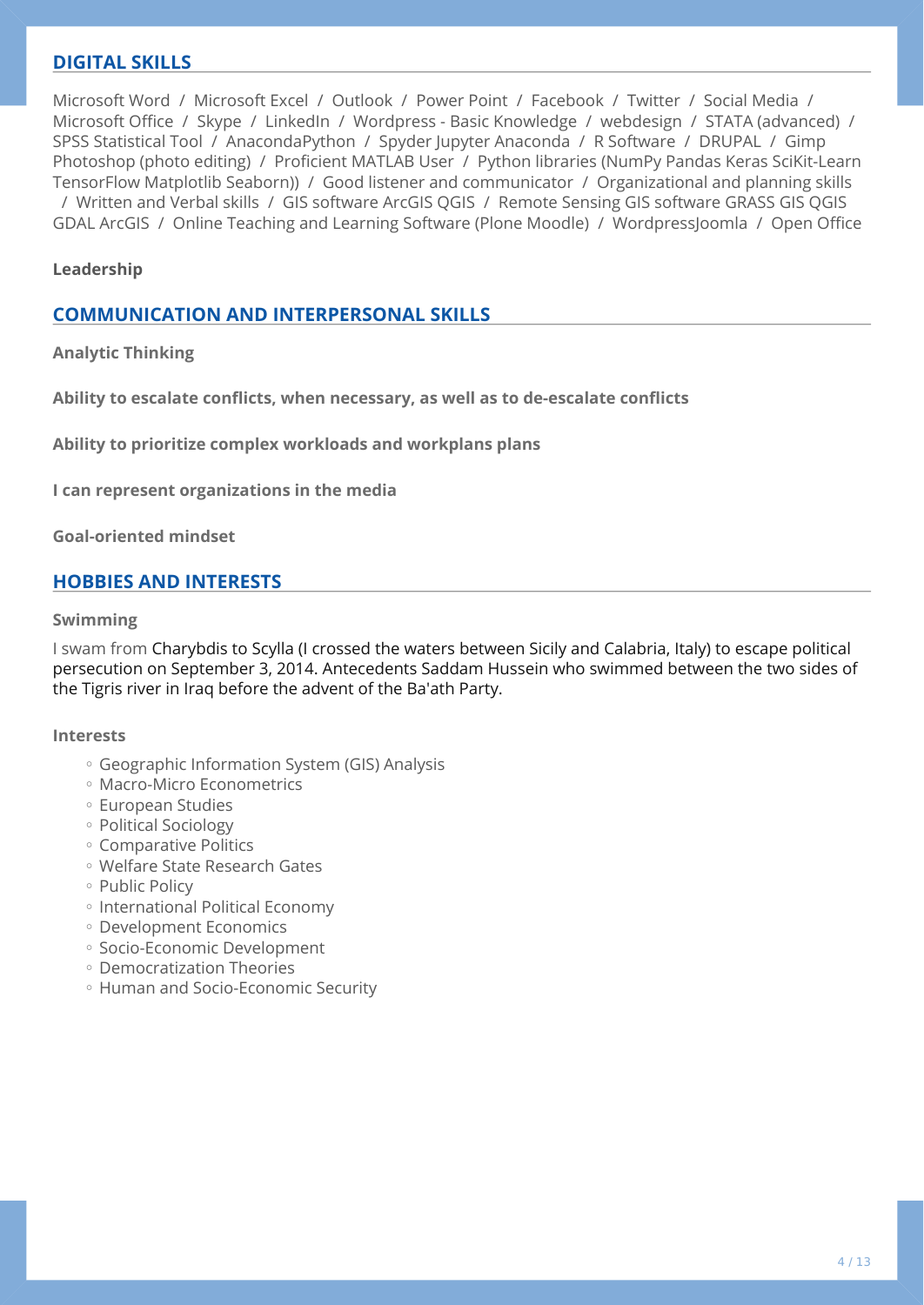## DIGITAL SKILLS

Microsoft Word / Microsoft Excel / Outlook / Power Point / Facebook / Twitter / Social Media / Microsoft Office / Skype / LinkedIn / Wordpress - Basic Knowledge / webdesign / STATA (advanced) / SPSS Statistical Tool / AnacondaPython / Spyder Jupyter Anaconda / R Software / DRUPAL / Gimp Photoshop (photo editing) / Proficient MATLAB User / Python libraries (NumPy Pandas Keras SciKit-Learn TensorFlow Matplotlib Seaborn)) / Good listener and communicator / Organizational and planning skills / Written and Verbal skills / GIS software ArcGIS QGIS / Remote Sensing GIS software GRASS GIS QGIS GDAL ArcGIS / Online Teaching and Learning Software (Plone Moodle) / WordpressJoomla / Open Office

**Leadership**

## COMMUNICATION AND INTERPERSONAL SKILLS

**Analytic Thinking**

**Ability to escalate conflicts, when necessary, as well as to de-escalate conflicts**

**Ability to prioritize complex workloads and workplans plans**

**I can represent organizations in the media**

**Goal-oriented mindset**

## HOBBIES AND INTERESTS

**Swimming**

I swam from Charybdis to Scylla (I crossed the waters between Sicily and Calabria, Italy) to escape political persecution on September 3, 2014. Antecedents Saddam Hussein who swimmed between the two sides of the Tigris river in Iraq before the advent of the Ba'ath Party.

**Interests**

- Geographic Information System (GIS) Analysis
- Macro-Micro Econometrics
- European Studies
- Political Sociology
- Comparative Politics
- Welfare State Research Gates
- Public Policy
- International Political Economy
- Development Economics
- Socio-Economic Development
- Democratization Theories
- Human and Socio-Economic Security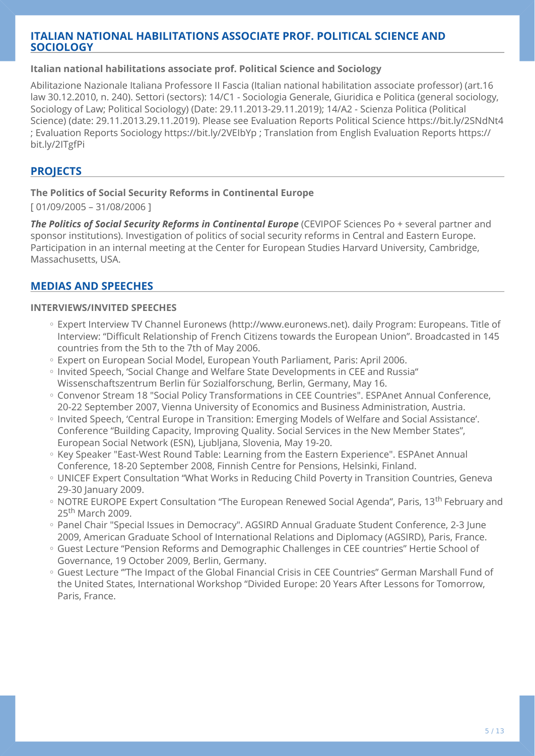## ITALIAN NATIONAL HABILITATIONS ASSOCIATE PROF. POLITICAL SCIENCE AND SOCIOLOGY

**Italian national habilitations associate prof. Political Science and Sociology**

Abilitazione Nazionale Italiana Professore II Fascia (Italian national habilitation associate professor) (art.16 law 30.12.2010, n. 240). Settori (sectors): 14/C1 - Sociologia Generale, Giuridica e Politica (general sociology, Sociology of Law; Political Sociology) (Date: 29.11.2013-29.11.2019); 14/A2 - Scienza Politica (Political Science) (date: 29.11.2013.29.11.2019). Please see Evaluation Reports Political Science https://bit.ly/2SNdNt4 ; Evaluation Reports Sociology https://bit.ly/2VEIbYp ; Translation from English Evaluation Reports https://bit.ly/2ITgfPi

## PROJECTS

**The Politics of Social Security Reforms in Continental Europe**

[ 01/09/2005 – 31/08/2006 ]

***The Politics of Social Security Reforms in Continental Europe*** (CEVIPOF Sciences Po + several partner and sponsor institutions). Investigation of politics of social security reforms in Central and Eastern Europe. Participation in an internal meeting at the Center for European Studies Harvard University, Cambridge, Massachusetts, USA.

## MEDIAS AND SPEECHES

**INTERVIEWS/INVITED SPEECHES**

- Expert Interview TV Channel Euronews (http://www.euronews.net). daily Program: Europeans. Title of Interview: "Difficult Relationship of French Citizens towards the European Union". Broadcasted in 145 countries from the 5th to the 7th of May 2006.
- Expert on European Social Model, European Youth Parliament, Paris: April 2006.
- Invited Speech, 'Social Change and Welfare State Developments in CEE and Russia" Wissenschaftszentrum Berlin für Sozialforschung, Berlin, Germany, May 16.
- Convenor Stream 18 "Social Policy Transformations in CEE Countries". ESPAnet Annual Conference, 20-22 September 2007, Vienna University of Economics and Business Administration, Austria.
- Invited Speech, 'Central Europe in Transition: Emerging Models of Welfare and Social Assistance'. Conference "Building Capacity, Improving Quality. Social Services in the New Member States", European Social Network (ESN), Ljubljana, Slovenia, May 19-20.
- Key Speaker "East-West Round Table: Learning from the Eastern Experience". ESPAnet Annual Conference, 18-20 September 2008, Finnish Centre for Pensions, Helsinki, Finland.
- UNICEF Expert Consultation "What Works in Reducing Child Poverty in Transition Countries, Geneva 29-30 January 2009.
- NOTRE EUROPE Expert Consultation "The European Renewed Social Agenda", Paris, 13th February and 25th March 2009.
- Panel Chair "Special Issues in Democracy". AGSIRD Annual Graduate Student Conference, 2-3 June 2009, American Graduate School of International Relations and Diplomacy (AGSIRD), Paris, France.
- Guest Lecture "Pension Reforms and Demographic Challenges in CEE countries" Hertie School of Governance, 19 October 2009, Berlin, Germany.
- Guest Lecture "'The Impact of the Global Financial Crisis in CEE Countries" German Marshall Fund of the United States, International Workshop "Divided Europe: 20 Years After Lessons for Tomorrow, Paris, France.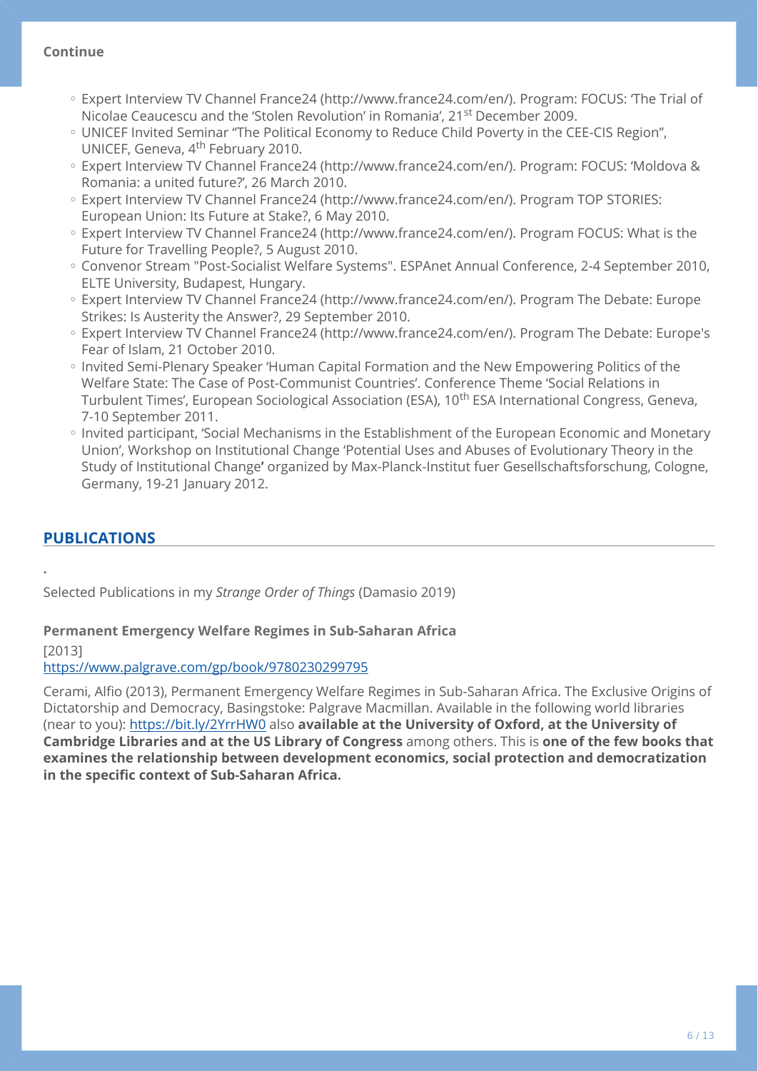**Continue**

- Expert Interview TV Channel France24 (http://www.france24.com/en/). Program: FOCUS: 'The Trial of Nicolae Ceaucescu and the 'Stolen Revolution' in Romania', 21st December 2009.
- UNICEF Invited Seminar "The Political Economy to Reduce Child Poverty in the CEE-CIS Region", UNICEF, Geneva, 4th February 2010.
- Expert Interview TV Channel France24 (http://www.france24.com/en/). Program: FOCUS: 'Moldova & Romania: a united future?', 26 March 2010.
- Expert Interview TV Channel France24 (http://www.france24.com/en/). Program TOP STORIES: European Union: Its Future at Stake?, 6 May 2010.
- Expert Interview TV Channel France24 (http://www.france24.com/en/). Program FOCUS: What is the Future for Travelling People?, 5 August 2010.
- Convenor Stream "Post-Socialist Welfare Systems". ESPAnet Annual Conference, 2-4 September 2010, ELTE University, Budapest, Hungary.
- Expert Interview TV Channel France24 (http://www.france24.com/en/). Program The Debate: Europe Strikes: Is Austerity the Answer?, 29 September 2010.
- Expert Interview TV Channel France24 (http://www.france24.com/en/). Program The Debate: Europe's Fear of Islam, 21 October 2010.
- Invited Semi-Plenary Speaker 'Human Capital Formation and the New Empowering Politics of the Welfare State: The Case of Post-Communist Countries'. Conference Theme 'Social Relations in Turbulent Times', European Sociological Association (ESA), 10th ESA International Congress, Geneva, 7-10 September 2011.
- Invited participant, 'Social Mechanisms in the Establishment of the European Economic and Monetary Union', Workshop on Institutional Change 'Potential Uses and Abuses of Evolutionary Theory in the Study of Institutional Change**'** organized by Max-Planck-Institut fuer Gesellschaftsforschung, Cologne, Germany, 19-21 January 2012.

## PUBLICATIONS

.

Selected Publications in my *Strange Order of Things* (Damasio 2019)

**Permanent Emergency Welfare Regimes in Sub-Saharan Africa**

[2013]

https://www.palgrave.com/gp/book/9780230299795

Cerami, Alfio (2013), Permanent Emergency Welfare Regimes in Sub-Saharan Africa. The Exclusive Origins of Dictatorship and Democracy, Basingstoke: Palgrave Macmillan. Available in the following world libraries (near to you): https://bit.ly/2YrrHW0 also **available at the University of Oxford, at the University of Cambridge Libraries and at the US Library of Congress** among others. This is **one of the few books that examines the relationship between development economics, social protection and democratization in the specific context of Sub-Saharan Africa.**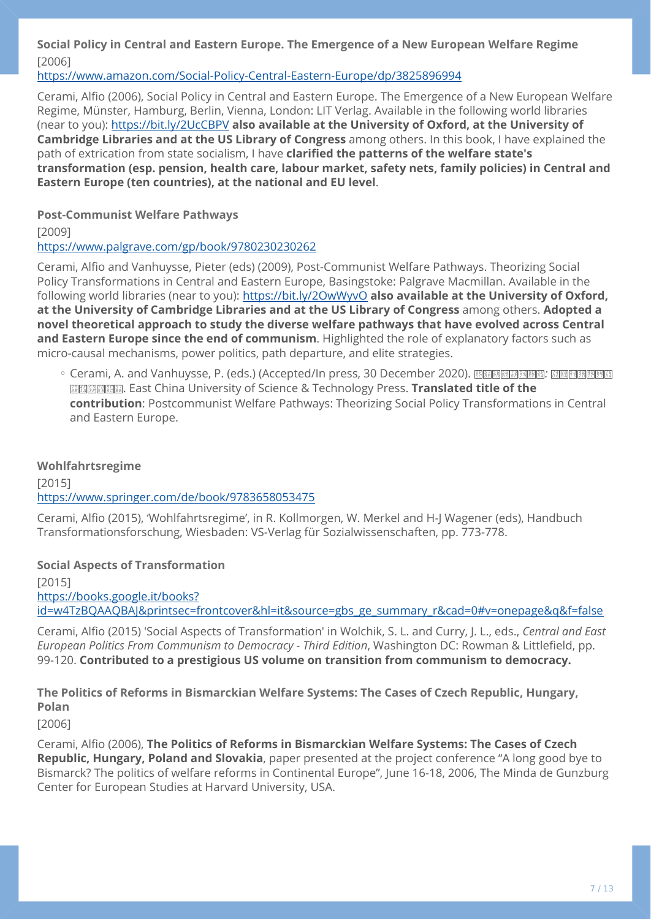**Social Policy in Central and Eastern Europe. The Emergence of a New European Welfare Regime**

[2006]

https://www.amazon.com/Social-Policy-Central-Eastern-Europe/dp/3825896994

Cerami, Alfio (2006), Social Policy in Central and Eastern Europe. The Emergence of a New European Welfare Regime, Münster, Hamburg, Berlin, Vienna, London: LIT Verlag. Available in the following world libraries (near to you): https://bit.ly/2UcCBPV **also available at the University of Oxford, at the University of Cambridge Libraries and at the US Library of Congress** among others. In this book, I have explained the path of extrication from state socialism, I have **clarified the patterns of the welfare state's transformation (esp. pension, health care, labour market, safety nets, family policies) in Central and Eastern Europe (ten countries), at the national and EU level**.

**Post-Communist Welfare Pathways**

[2009]

https://www.palgrave.com/gp/book/9780230230262

Cerami, Alfio and Vanhuysse, Pieter (eds) (2009), Post-Communist Welfare Pathways. Theorizing Social Policy Transformations in Central and Eastern Europe, Basingstoke: Palgrave Macmillan. Available in the following world libraries (near to you): https://bit.ly/2OwWyvO **also available at the University of Oxford, at the University of Cambridge Libraries and at the US Library of Congress** among others. **Adopted a novel theoretical approach to study the diverse welfare pathways that have evolved across Central and Eastern Europe since the end of communism**. Highlighted the role of explanatory factors such as micro-causal mechanisms, power politics, path departure, and elite strategies.

- Cerami, A. and Vanhuysse, P. (eds.) (Accepted/In press, 30 December 2020). [unreadable]: [unreadable]. East China University of Science & Technology Press. **Translated title of the contribution**: Postcommunist Welfare Pathways: Theorizing Social Policy Transformations in Central and Eastern Europe.

**Wohlfahrtsregime**

[2015]

https://www.springer.com/de/book/9783658053475

Cerami, Alfio (2015), 'Wohlfahrtsregime', in R. Kollmorgen, W. Merkel and H-J Wagener (eds), Handbuch Transformationsforschung, Wiesbaden: VS-Verlag für Sozialwissenschaften, pp. 773-778.

**Social Aspects of Transformation**

[2015]

https://books.google.it/books?id=w4TzBQAAQBAJ&printsec=frontcover&hl=it&source=gbs_ge_summary_r&cad=0#v=onepage&q&f=false

Cerami, Alfio (2015) 'Social Aspects of Transformation' in Wolchik, S. L. and Curry, J. L., eds., *Central and East European Politics From Communism to Democracy - Third Edition*, Washington DC: Rowman & Littlefield, pp. 99-120. **Contributed to a prestigious US volume on transition from communism to democracy.**

**The Politics of Reforms in Bismarckian Welfare Systems: The Cases of Czech Republic, Hungary, Polan**

[2006]

Cerami, Alfio (2006), **The Politics of Reforms in Bismarckian Welfare Systems: The Cases of Czech Republic, Hungary, Poland and Slovakia**, paper presented at the project conference "A long good bye to Bismarck? The politics of welfare reforms in Continental Europe", June 16-18, 2006, The Minda de Gunzburg Center for European Studies at Harvard University, USA.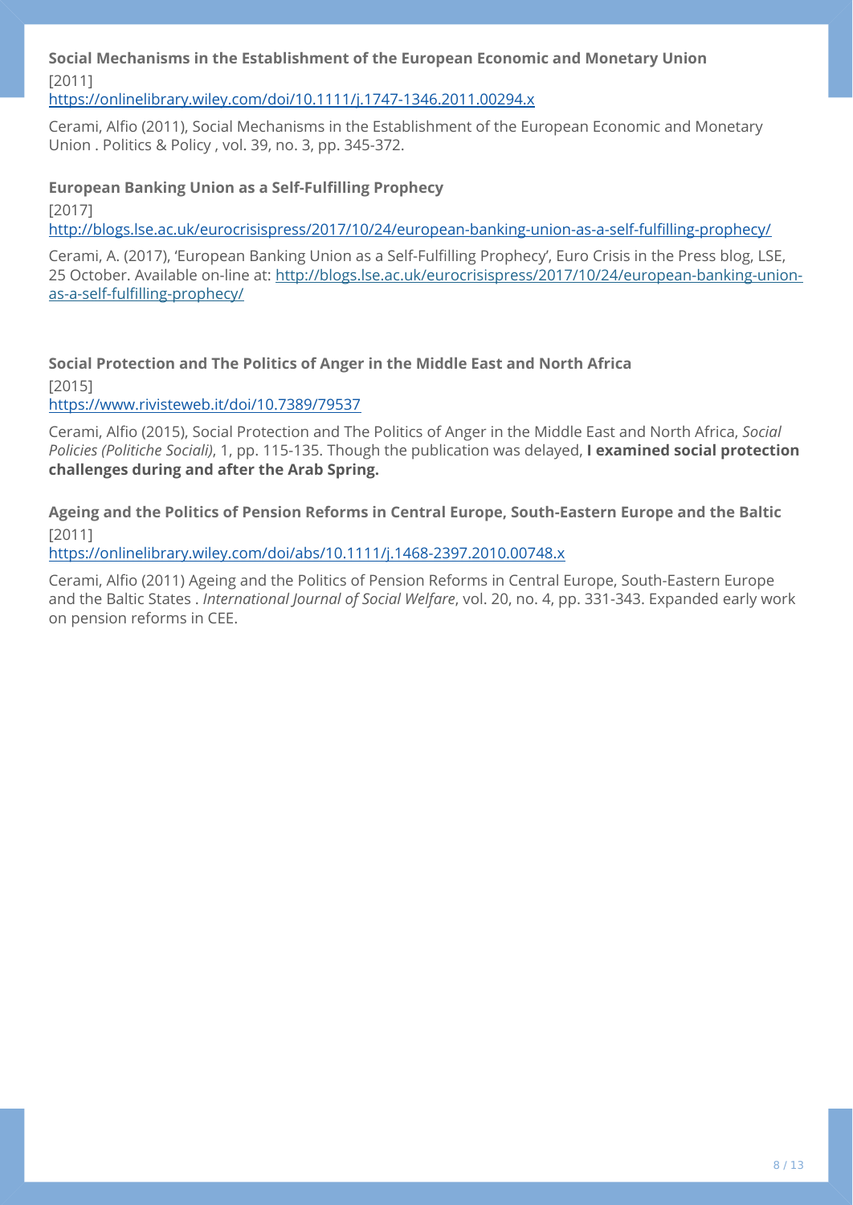**Social Mechanisms in the Establishment of the European Economic and Monetary Union**

[2011]

https://onlinelibrary.wiley.com/doi/10.1111/j.1747-1346.2011.00294.x

Cerami, Alfio (2011), Social Mechanisms in the Establishment of the European Economic and Monetary Union . Politics & Policy , vol. 39, no. 3, pp. 345-372.

**European Banking Union as a Self-Fulfilling Prophecy**

[2017]

http://blogs.lse.ac.uk/eurocrisispress/2017/10/24/european-banking-union-as-a-self-fulfilling-prophecy/

Cerami, A. (2017), 'European Banking Union as a Self-Fulfilling Prophecy', Euro Crisis in the Press blog, LSE, 25 October. Available on-line at: http://blogs.lse.ac.uk/eurocrisispress/2017/10/24/european-banking-union-as-a-self-fulfilling-prophecy/

**Social Protection and The Politics of Anger in the Middle East and North Africa**

[2015]

https://www.rivisteweb.it/doi/10.7389/79537

Cerami, Alfio (2015), Social Protection and The Politics of Anger in the Middle East and North Africa, *Social Policies (Politiche Sociali)*, 1, pp. 115-135. Though the publication was delayed, **I examined social protection challenges during and after the Arab Spring.**

**Ageing and the Politics of Pension Reforms in Central Europe, South-Eastern Europe and the Baltic**

[2011]

https://onlinelibrary.wiley.com/doi/abs/10.1111/j.1468-2397.2010.00748.x

Cerami, Alfio (2011) Ageing and the Politics of Pension Reforms in Central Europe, South-Eastern Europe and the Baltic States . *International Journal of Social Welfare*, vol. 20, no. 4, pp. 331-343. Expanded early work on pension reforms in CEE.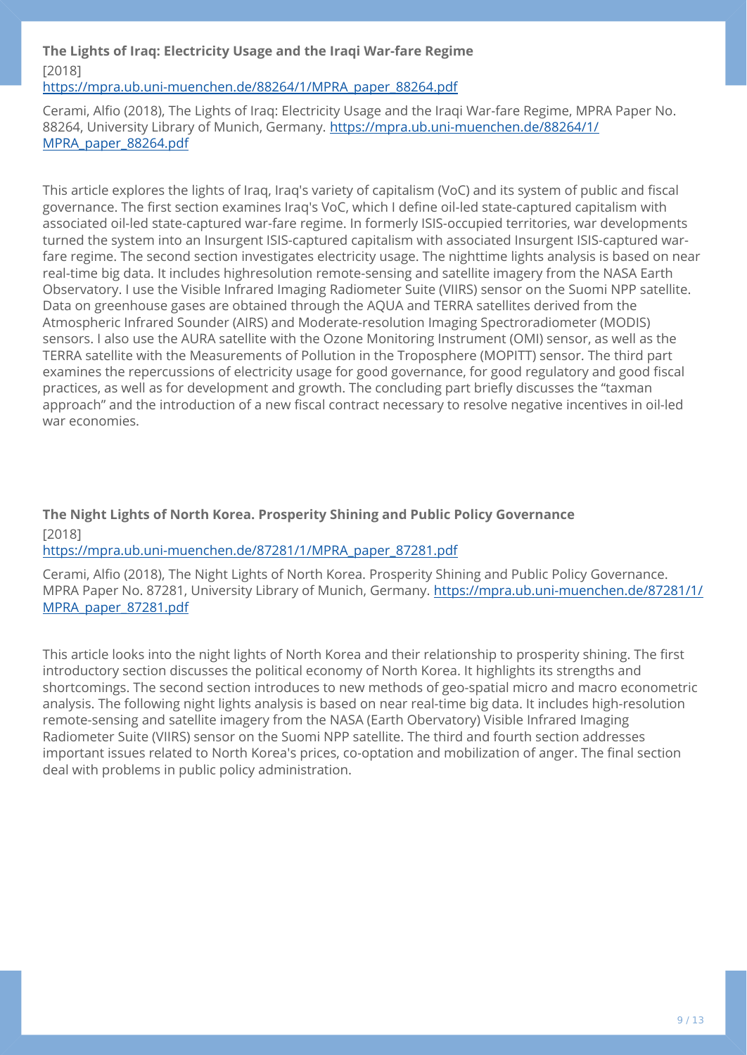### The Lights of Iraq: Electricity Usage and the Iraqi War-fare Regime

[2018]

https://mpra.ub.uni-muenchen.de/88264/1/MPRA_paper_88264.pdf

Cerami, Alfio (2018), The Lights of Iraq: Electricity Usage and the Iraqi War-fare Regime, MPRA Paper No. 88264, University Library of Munich, Germany. https://mpra.ub.uni-muenchen.de/88264/1/MPRA_paper_88264.pdf

This article explores the lights of Iraq, Iraq's variety of capitalism (VoC) and its system of public and fiscal governance. The first section examines Iraq's VoC, which I define oil-led state-captured capitalism with associated oil-led state-captured war-fare regime. In formerly ISIS-occupied territories, war developments turned the system into an Insurgent ISIS-captured capitalism with associated Insurgent ISIS-captured war-fare regime. The second section investigates electricity usage. The nighttime lights analysis is based on near real-time big data. It includes highresolution remote-sensing and satellite imagery from the NASA Earth Observatory. I use the Visible Infrared Imaging Radiometer Suite (VIIRS) sensor on the Suomi NPP satellite. Data on greenhouse gases are obtained through the AQUA and TERRA satellites derived from the Atmospheric Infrared Sounder (AIRS) and Moderate-resolution Imaging Spectroradiometer (MODIS) sensors. I also use the AURA satellite with the Ozone Monitoring Instrument (OMI) sensor, as well as the TERRA satellite with the Measurements of Pollution in the Troposphere (MOPITT) sensor. The third part examines the repercussions of electricity usage for good governance, for good regulatory and good fiscal practices, as well as for development and growth. The concluding part briefly discusses the "taxman approach" and the introduction of a new fiscal contract necessary to resolve negative incentives in oil-led war economies.

### The Night Lights of North Korea. Prosperity Shining and Public Policy Governance

[2018]

https://mpra.ub.uni-muenchen.de/87281/1/MPRA_paper_87281.pdf

Cerami, Alfio (2018), The Night Lights of North Korea. Prosperity Shining and Public Policy Governance. MPRA Paper No. 87281, University Library of Munich, Germany. https://mpra.ub.uni-muenchen.de/87281/1/MPRA_paper_87281.pdf

This article looks into the night lights of North Korea and their relationship to prosperity shining. The first introductory section discusses the political economy of North Korea. It highlights its strengths and shortcomings. The second section introduces to new methods of geo-spatial micro and macro econometric analysis. The following night lights analysis is based on near real-time big data. It includes high-resolution remote-sensing and satellite imagery from the NASA (Earth Obervatory) Visible Infrared Imaging Radiometer Suite (VIIRS) sensor on the Suomi NPP satellite. The third and fourth section addresses important issues related to North Korea's prices, co-optation and mobilization of anger. The final section deal with problems in public policy administration.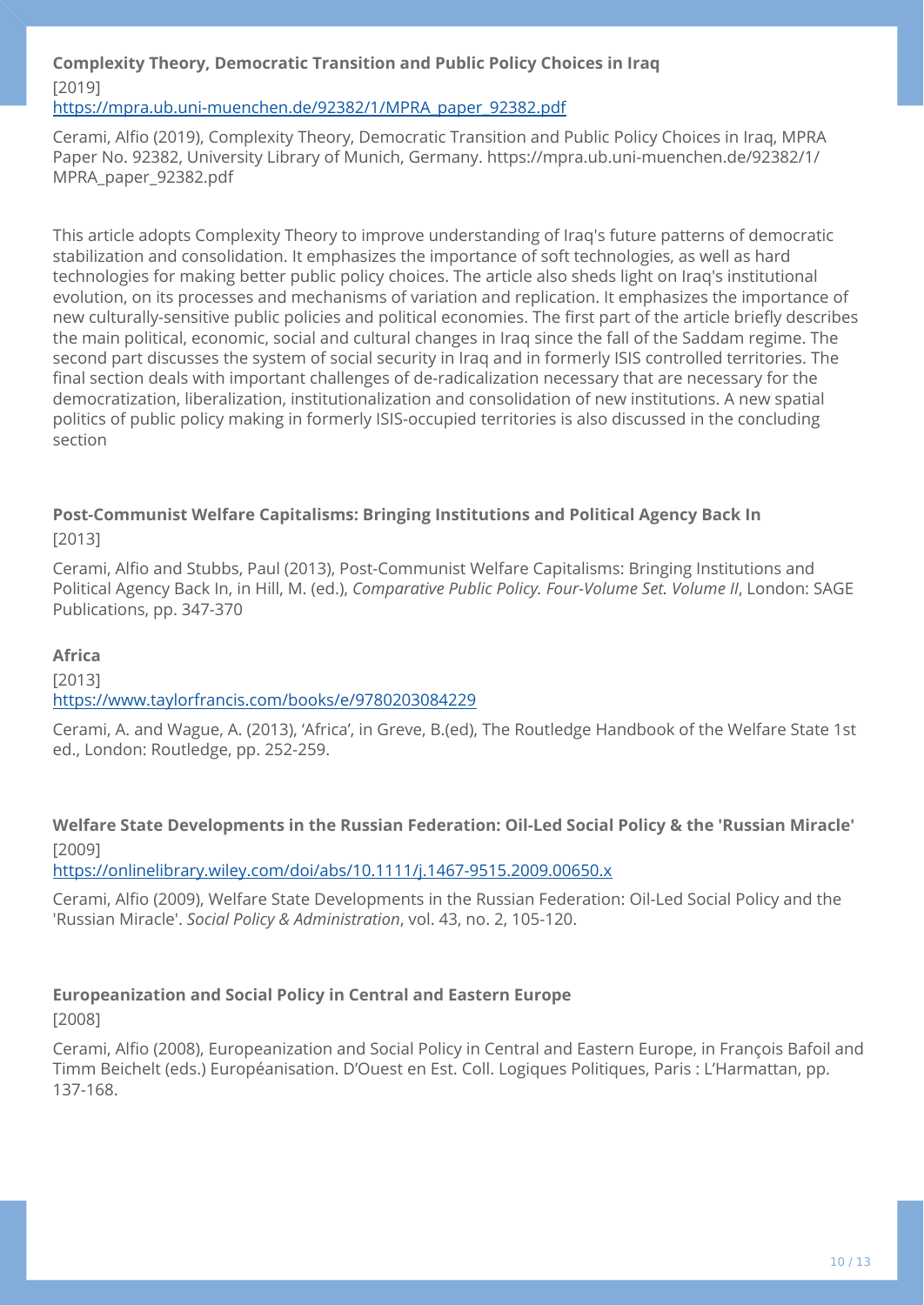### Complexity Theory, Democratic Transition and Public Policy Choices in Iraq

[2019]

https://mpra.ub.uni-muenchen.de/92382/1/MPRA_paper_92382.pdf

Cerami, Alfio (2019), Complexity Theory, Democratic Transition and Public Policy Choices in Iraq, MPRA Paper No. 92382, University Library of Munich, Germany. https://mpra.ub.uni-muenchen.de/92382/1/MPRA_paper_92382.pdf

This article adopts Complexity Theory to improve understanding of Iraq's future patterns of democratic stabilization and consolidation. It emphasizes the importance of soft technologies, as well as hard technologies for making better public policy choices. The article also sheds light on Iraq's institutional evolution, on its processes and mechanisms of variation and replication. It emphasizes the importance of new culturally-sensitive public policies and political economies. The first part of the article briefly describes the main political, economic, social and cultural changes in Iraq since the fall of the Saddam regime. The second part discusses the system of social security in Iraq and in formerly ISIS controlled territories. The final section deals with important challenges of de-radicalization necessary that are necessary for the democratization, liberalization, institutionalization and consolidation of new institutions. A new spatial politics of public policy making in formerly ISIS-occupied territories is also discussed in the concluding section

### Post-Communist Welfare Capitalisms: Bringing Institutions and Political Agency Back In

[2013]

Cerami, Alfio and Stubbs, Paul (2013), Post-Communist Welfare Capitalisms: Bringing Institutions and Political Agency Back In, in Hill, M. (ed.), *Comparative Public Policy. Four-Volume Set. Volume II*, London: SAGE Publications, pp. 347-370

### Africa

[2013]

https://www.taylorfrancis.com/books/e/9780203084229

Cerami, A. and Wague, A. (2013), 'Africa', in Greve, B.(ed), The Routledge Handbook of the Welfare State 1st ed., London: Routledge, pp. 252-259.

### Welfare State Developments in the Russian Federation: Oil-Led Social Policy & the 'Russian Miracle'

[2009]

https://onlinelibrary.wiley.com/doi/abs/10.1111/j.1467-9515.2009.00650.x

Cerami, Alfio (2009), Welfare State Developments in the Russian Federation: Oil-Led Social Policy and the 'Russian Miracle'. *Social Policy & Administration*, vol. 43, no. 2, 105-120.

### Europeanization and Social Policy in Central and Eastern Europe

[2008]

Cerami, Alfio (2008), Europeanization and Social Policy in Central and Eastern Europe, in François Bafoil and Timm Beichelt (eds.) Européanisation. D'Ouest en Est. Coll. Logiques Politiques, Paris : L'Harmattan, pp. 137-168.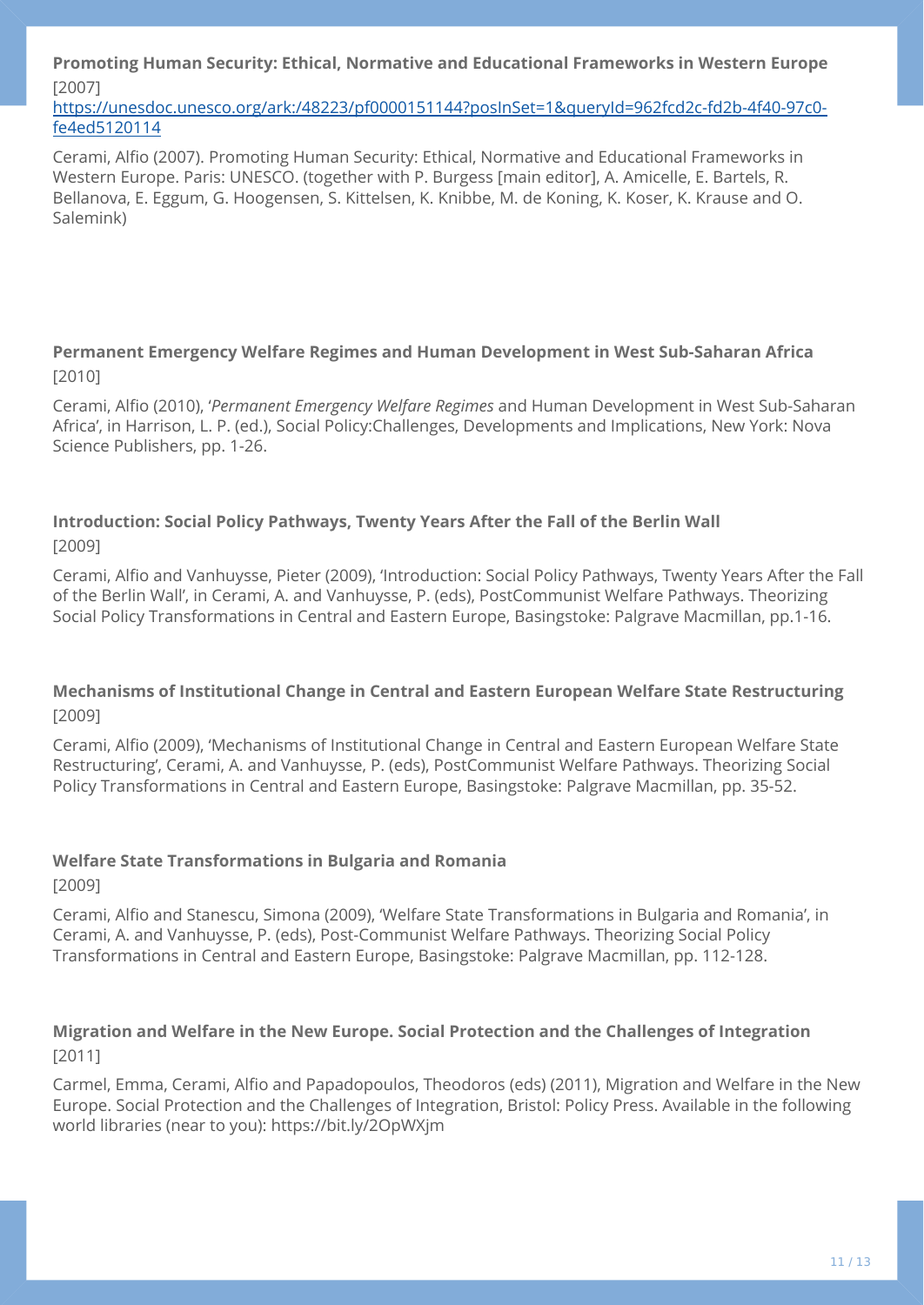**Promoting Human Security: Ethical, Normative and Educational Frameworks in Western Europe**

[2007]

[https://unesdoc.unesco.org/ark:/48223/pf0000151144?posInSet=1&queryId=962fcd2c-fd2b-4f40-97c0-fe4ed5120114](https://unesdoc.unesco.org/ark:/48223/pf0000151144?posInSet=1&queryId=962fcd2c-fd2b-4f40-97c0-fe4ed5120114)

Cerami, Alfio (2007). Promoting Human Security: Ethical, Normative and Educational Frameworks in Western Europe. Paris: UNESCO. (together with P. Burgess [main editor], A. Amicelle, E. Bartels, R. Bellanova, E. Eggum, G. Hoogensen, S. Kittelsen, K. Knibbe, M. de Koning, K. Koser, K. Krause and O. Salemink)

**Permanent Emergency Welfare Regimes and Human Development in West Sub-Saharan Africa**

[2010]

Cerami, Alfio (2010), '*Permanent Emergency Welfare Regimes* and Human Development in West Sub-Saharan Africa', in Harrison, L. P. (ed.), Social Policy:Challenges, Developments and Implications, New York: Nova Science Publishers, pp. 1-26.

**Introduction: Social Policy Pathways, Twenty Years After the Fall of the Berlin Wall**

[2009]

Cerami, Alfio and Vanhuysse, Pieter (2009), 'Introduction: Social Policy Pathways, Twenty Years After the Fall of the Berlin Wall', in Cerami, A. and Vanhuysse, P. (eds), PostCommunist Welfare Pathways. Theorizing Social Policy Transformations in Central and Eastern Europe, Basingstoke: Palgrave Macmillan, pp.1-16.

**Mechanisms of Institutional Change in Central and Eastern European Welfare State Restructuring**

[2009]

Cerami, Alfio (2009), 'Mechanisms of Institutional Change in Central and Eastern European Welfare State Restructuring', Cerami, A. and Vanhuysse, P. (eds), PostCommunist Welfare Pathways. Theorizing Social Policy Transformations in Central and Eastern Europe, Basingstoke: Palgrave Macmillan, pp. 35-52.

**Welfare State Transformations in Bulgaria and Romania**

[2009]

Cerami, Alfio and Stanescu, Simona (2009), 'Welfare State Transformations in Bulgaria and Romania', in Cerami, A. and Vanhuysse, P. (eds), Post-Communist Welfare Pathways. Theorizing Social Policy Transformations in Central and Eastern Europe, Basingstoke: Palgrave Macmillan, pp. 112-128.

**Migration and Welfare in the New Europe. Social Protection and the Challenges of Integration**

[2011]

Carmel, Emma, Cerami, Alfio and Papadopoulos, Theodoros (eds) (2011), Migration and Welfare in the New Europe. Social Protection and the Challenges of Integration, Bristol: Policy Press. Available in the following world libraries (near to you): https://bit.ly/2OpWXjm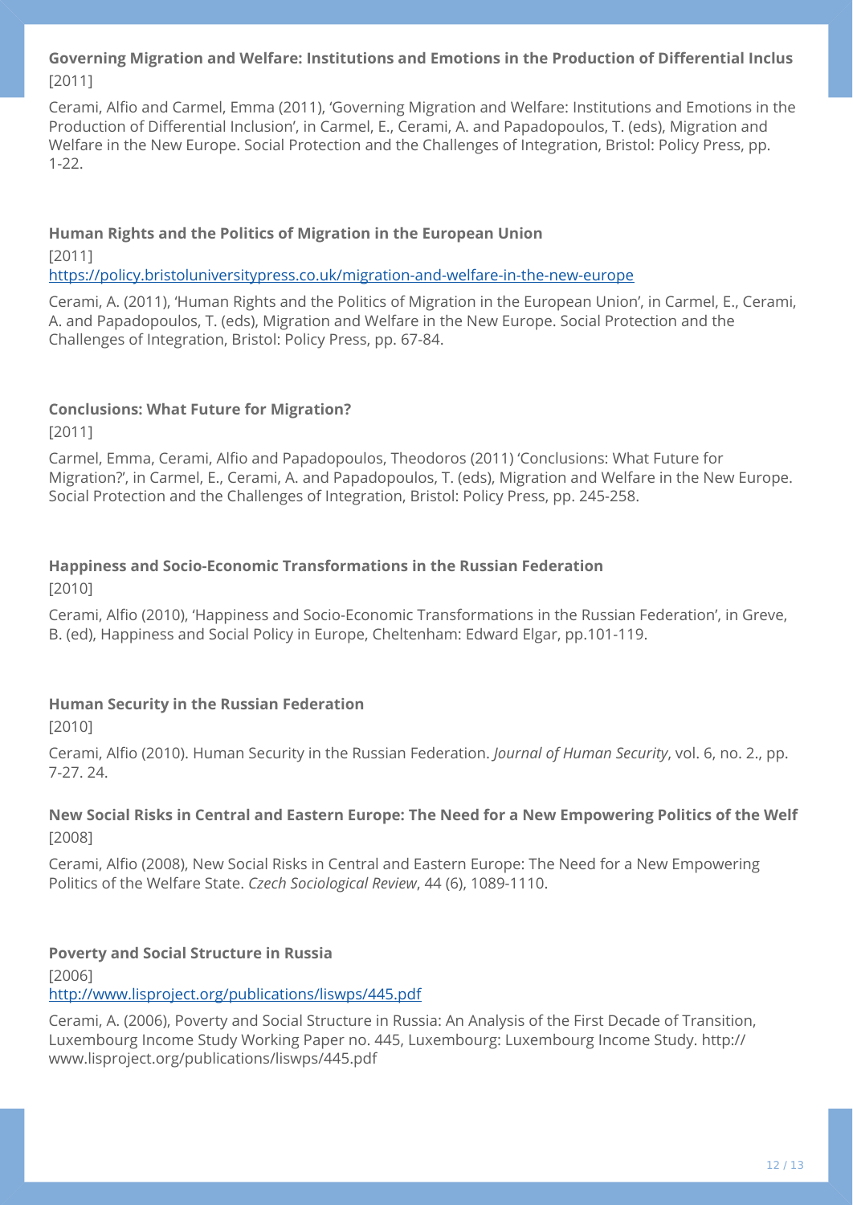### Governing Migration and Welfare: Institutions and Emotions in the Production of Differential Inclus

[2011]

Cerami, Alfio and Carmel, Emma (2011), 'Governing Migration and Welfare: Institutions and Emotions in the Production of Differential Inclusion', in Carmel, E., Cerami, A. and Papadopoulos, T. (eds), Migration and Welfare in the New Europe. Social Protection and the Challenges of Integration, Bristol: Policy Press, pp. 1-22.

### Human Rights and the Politics of Migration in the European Union

[2011]

https://policy.bristoluniversitypress.co.uk/migration-and-welfare-in-the-new-europe

Cerami, A. (2011), 'Human Rights and the Politics of Migration in the European Union', in Carmel, E., Cerami, A. and Papadopoulos, T. (eds), Migration and Welfare in the New Europe. Social Protection and the Challenges of Integration, Bristol: Policy Press, pp. 67-84.

### Conclusions: What Future for Migration?

[2011]

Carmel, Emma, Cerami, Alfio and Papadopoulos, Theodoros (2011) 'Conclusions: What Future for Migration?', in Carmel, E., Cerami, A. and Papadopoulos, T. (eds), Migration and Welfare in the New Europe. Social Protection and the Challenges of Integration, Bristol: Policy Press, pp. 245-258.

### Happiness and Socio-Economic Transformations in the Russian Federation

[2010]

Cerami, Alfio (2010), 'Happiness and Socio-Economic Transformations in the Russian Federation', in Greve, B. (ed), Happiness and Social Policy in Europe, Cheltenham: Edward Elgar, pp.101-119.

### Human Security in the Russian Federation

[2010]

Cerami, Alfio (2010). Human Security in the Russian Federation. *Journal of Human Security*, vol. 6, no. 2., pp. 7-27. 24.

### New Social Risks in Central and Eastern Europe: The Need for a New Empowering Politics of the Welf

[2008]

Cerami, Alfio (2008), New Social Risks in Central and Eastern Europe: The Need for a New Empowering Politics of the Welfare State. *Czech Sociological Review*, 44 (6), 1089-1110.

### Poverty and Social Structure in Russia

[2006]

http://www.lisproject.org/publications/liswps/445.pdf

Cerami, A. (2006), Poverty and Social Structure in Russia: An Analysis of the First Decade of Transition, Luxembourg Income Study Working Paper no. 445, Luxembourg: Luxembourg Income Study. http://www.lisproject.org/publications/liswps/445.pdf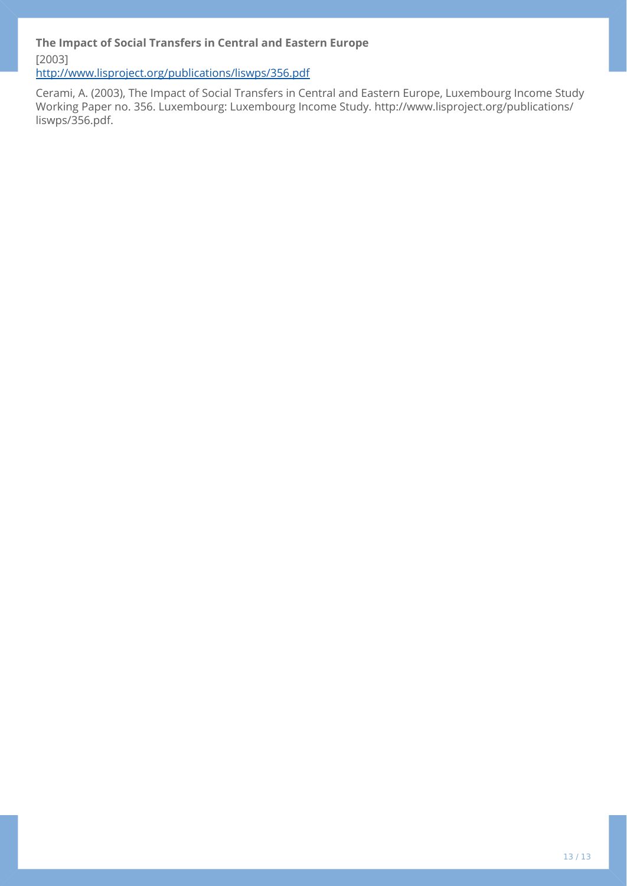**The Impact of Social Transfers in Central and Eastern Europe**

[2003]

http://www.lisproject.org/publications/liswps/356.pdf

Cerami, A. (2003), The Impact of Social Transfers in Central and Eastern Europe, Luxembourg Income Study Working Paper no. 356. Luxembourg: Luxembourg Income Study. http://www.lisproject.org/publications/liswps/356.pdf.